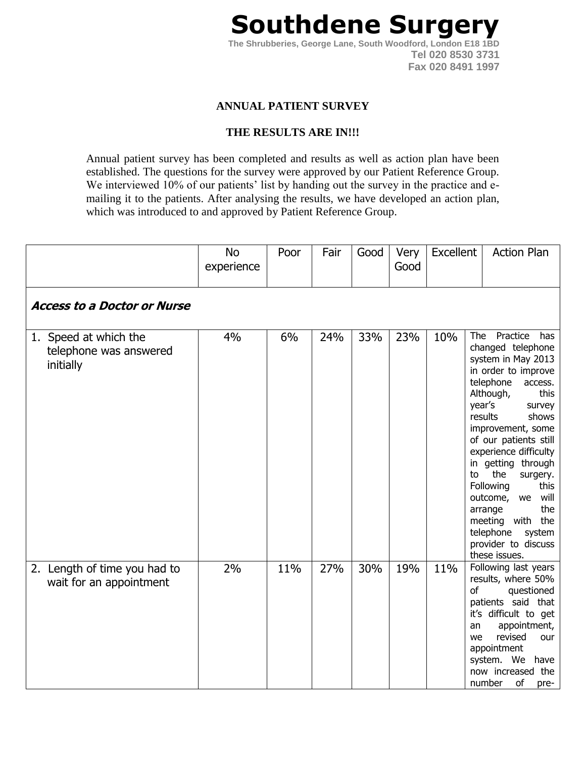# Southdene Surgery

The Shrubberies, George Lane, South Woodford, London E18 1BD
Tel 020 8530 3731
Fax 020 8491 1997

**ANNUAL PATIENT SURVEY**

**THE RESULTS ARE IN!!!**

Annual patient survey has been completed and results as well as action plan have been established. The questions for the survey were approved by our Patient Reference Group. We interviewed 10% of our patients' list by handing out the survey in the practice and e-mailing it to the patients. After analysing the results, we have developed an action plan, which was introduced to and approved by Patient Reference Group.

| | No experience | Poor | Fair | Good | Very Good | Excellent | Action Plan |
|---|---|---|---|---|---|---|---|
| ***Access to a Doctor or Nurse*** | | | | | | | |
| 1. Speed at which the telephone was answered initially | 4% | 6% | 24% | 33% | 23% | 10% | The Practice has changed telephone system in May 2013 in order to improve telephone access. Although, this year's survey results shows improvement, some of our patients still experience difficulty in getting through to the surgery. Following this outcome, we will arrange the meeting with the telephone system provider to discuss these issues. |
| 2. Length of time you had to wait for an appointment | 2% | 11% | 27% | 30% | 19% | 11% | Following last years results, where 50% of questioned patients said that it's difficult to get an appointment, we revised our appointment system. We have now increased the number of pre- |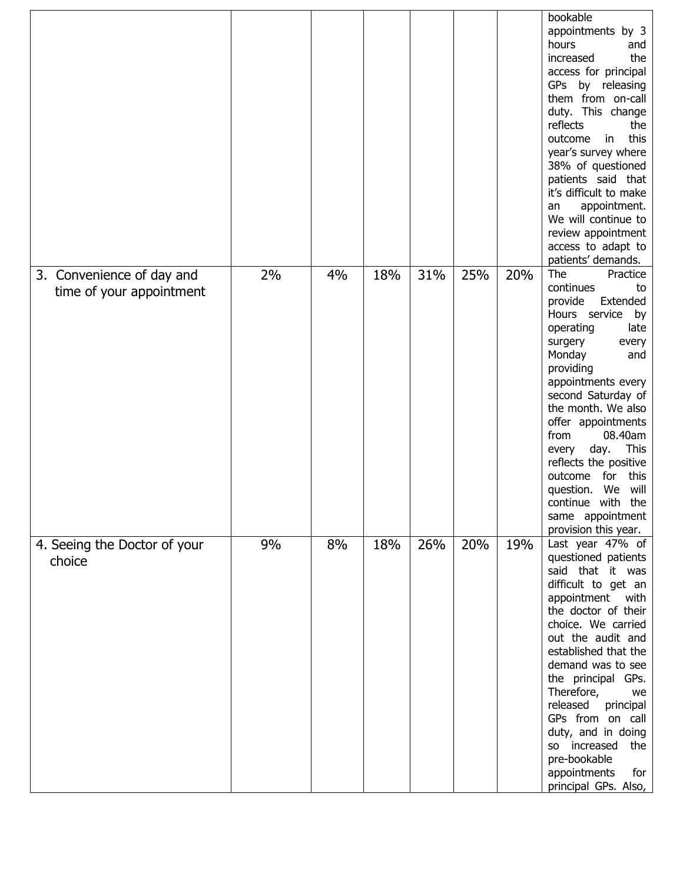| | | | | | | | |
|---|---|---|---|---|---|---|---|
| | | | | | | | bookable appointments by 3 hours and increased the access for principal GPs by releasing them from on-call duty. This change reflects the outcome in this year's survey where 38% of questioned patients said that it's difficult to make an appointment. We will continue to review appointment access to adapt to patients' demands. |
| 3. Convenience of day and time of your appointment | 2% | 4% | 18% | 31% | 25% | 20% | The Practice continues to provide Extended Hours service by operating late surgery every Monday and providing appointments every second Saturday of the month. We also offer appointments from 08.40am every day. This reflects the positive outcome for this question. We will continue with the same appointment provision this year. |
| 4. Seeing the Doctor of your choice | 9% | 8% | 18% | 26% | 20% | 19% | Last year 47% of questioned patients said that it was difficult to get an appointment with the doctor of their choice. We carried out the audit and established that the demand was to see the principal GPs. Therefore, we released principal GPs from on call duty, and in doing so increased the pre-bookable appointments for principal GPs. Also, |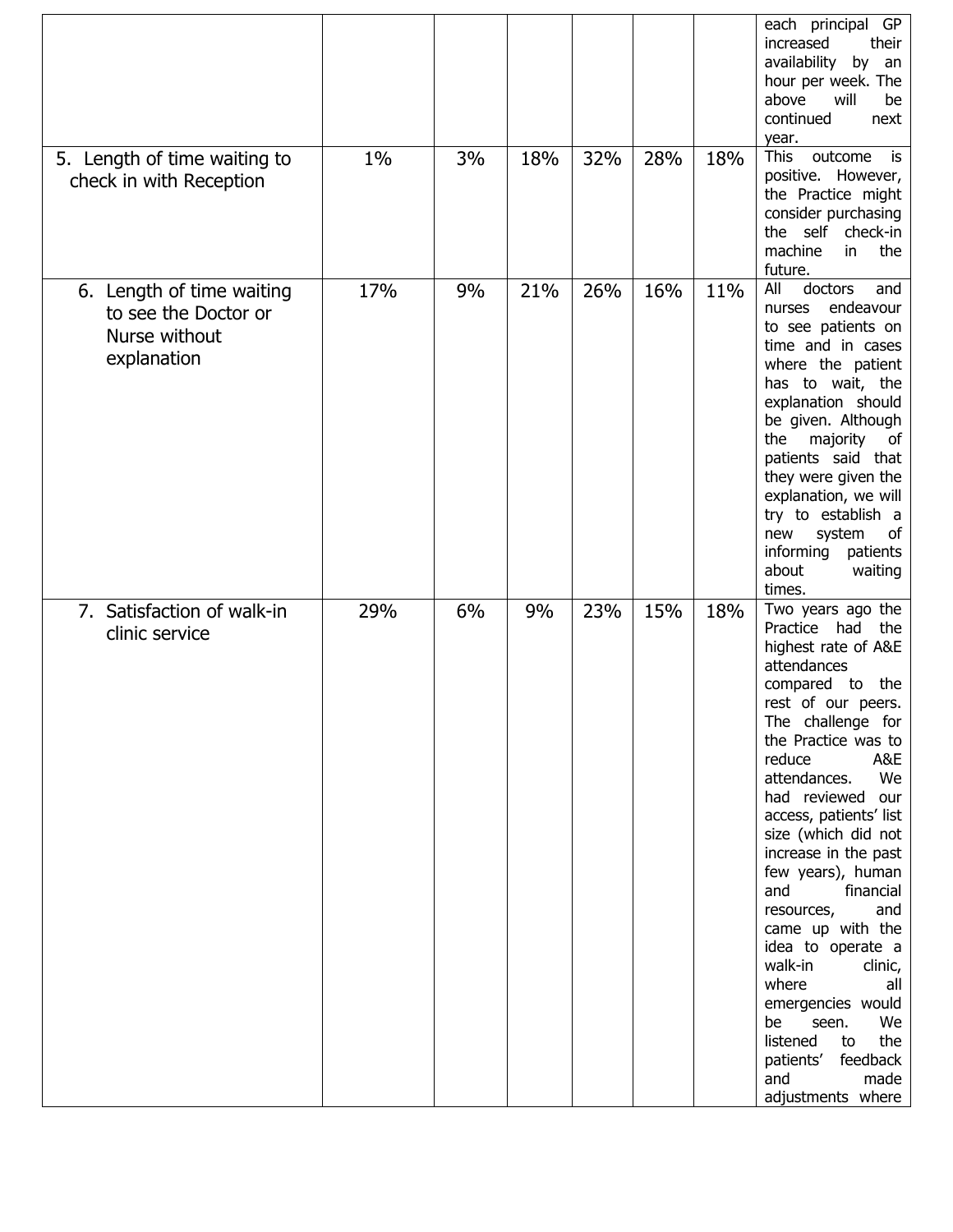| | | | | | | | |
|---|---|---|---|---|---|---|---|
| | | | | | | | each principal GP increased their availability by an hour per week. The above will be continued next year. |
| 5. Length of time waiting to check in with Reception | 1% | 3% | 18% | 32% | 28% | 18% | This outcome is positive. However, the Practice might consider purchasing the self check-in machine in the future. |
| 6. Length of time waiting to see the Doctor or Nurse without explanation | 17% | 9% | 21% | 26% | 16% | 11% | All doctors and nurses endeavour to see patients on time and in cases where the patient has to wait, the explanation should be given. Although the majority of patients said that they were given the explanation, we will try to establish a new system of informing patients about waiting times. |
| 7. Satisfaction of walk-in clinic service | 29% | 6% | 9% | 23% | 15% | 18% | Two years ago the Practice had the highest rate of A&E attendances compared to the rest of our peers. The challenge for the Practice was to reduce A&E attendances. We had reviewed our access, patients' list size (which did not increase in the past few years), human and financial resources, and came up with the idea to operate a walk-in clinic, where all emergencies would be seen. We listened to the patients' feedback and made adjustments where |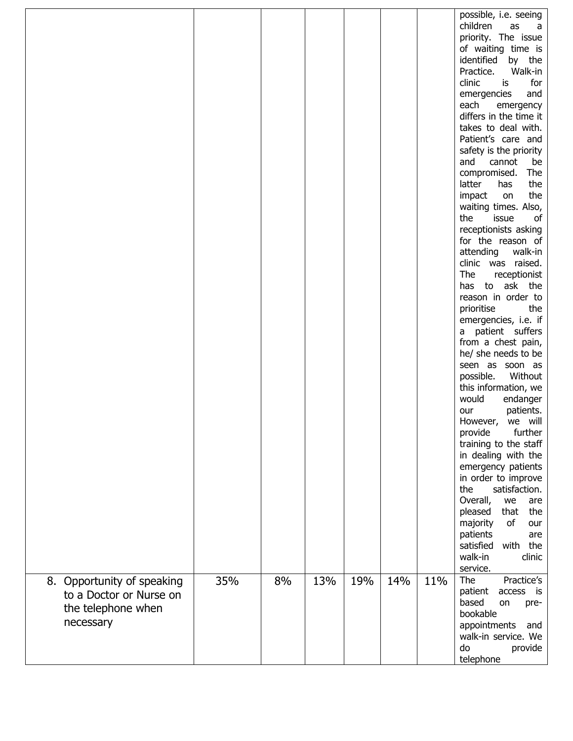| | | | | | | | |
|---|---|---|---|---|---|---|---|
| | | | | | | | possible, i.e. seeing children as a priority. The issue of waiting time is identified by the Practice. Walk-in clinic is for emergencies and each emergency differs in the time it takes to deal with. Patient's care and safety is the priority and cannot be compromised. The latter has the impact on the waiting times. Also, the issue of receptionists asking for the reason of attending walk-in clinic was raised. The receptionist has to ask the reason in order to prioritise the emergencies, i.e. if a patient suffers from a chest pain, he/ she needs to be seen as soon as possible. Without this information, we would endanger our patients. However, we will provide further training to the staff in dealing with the emergency patients in order to improve the satisfaction. Overall, we are pleased that the majority of our patients are satisfied with the walk-in clinic service. |
| 8. Opportunity of speaking to a Doctor or Nurse on the telephone when necessary | 35% | 8% | 13% | 19% | 14% | 11% | The Practice's patient access is based on pre-bookable appointments and walk-in service. We do provide telephone |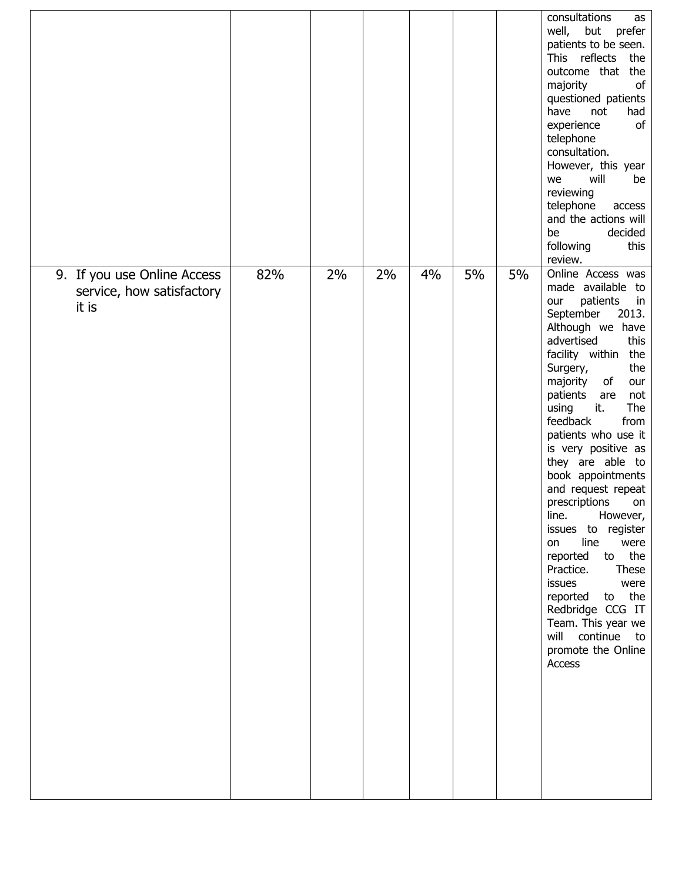| | | | | | | | |
|---|---|---|---|---|---|---|---|
| | | | | | | | consultations as well, but prefer patients to be seen. This reflects the outcome that the majority of questioned patients have not had experience of telephone consultation. However, this year we will be reviewing telephone access and the actions will be decided following this review. |
| 9. If you use Online Access service, how satisfactory it is | 82% | 2% | 2% | 4% | 5% | 5% | Online Access was made available to our patients in September 2013. Although we have advertised this facility within the Surgery, the majority of our patients are not using it. The feedback from patients who use it is very positive as they are able to book appointments and request repeat prescriptions on line. However, issues to register on line were reported to the Practice. These issues were reported to the Redbridge CCG IT Team. This year we will continue to promote the Online Access |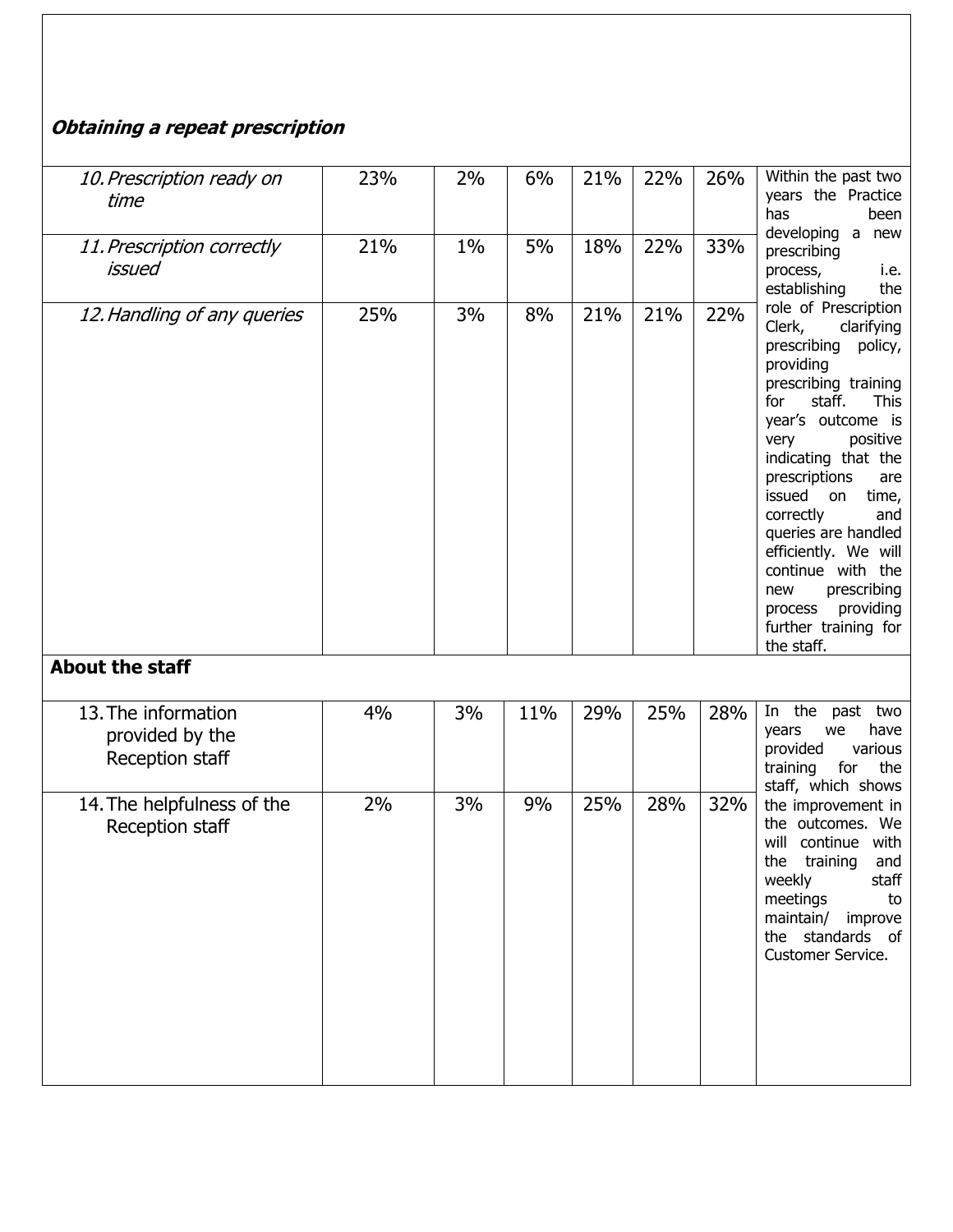***Obtaining a repeat prescription***

| | | | | | | | |
|---|---|---|---|---|---|---|---|
| *10. Prescription ready on time* | 23% | 2% | 6% | 21% | 22% | 26% | Within the past two years the Practice has been developing a new prescribing process, i.e. establishing the role of Prescription Clerk, clarifying prescribing policy, providing prescribing training for staff. This year's outcome is very positive indicating that the prescriptions are issued on time, correctly and queries are handled efficiently. We will continue with the new prescribing process providing further training for the staff. |
| *11. Prescription correctly issued* | 21% | 1% | 5% | 18% | 22% | 33% | |
| *12. Handling of any queries* | 25% | 3% | 8% | 21% | 21% | 22% | |
| **About the staff** | | | | | | | |
| 13. The information provided by the Reception staff | 4% | 3% | 11% | 29% | 25% | 28% | In the past two years we have provided various training for the staff, which shows the improvement in the outcomes. We will continue with the training and weekly staff meetings to maintain/ improve the standards of Customer Service. |
| 14. The helpfulness of the Reception staff | 2% | 3% | 9% | 25% | 28% | 32% | |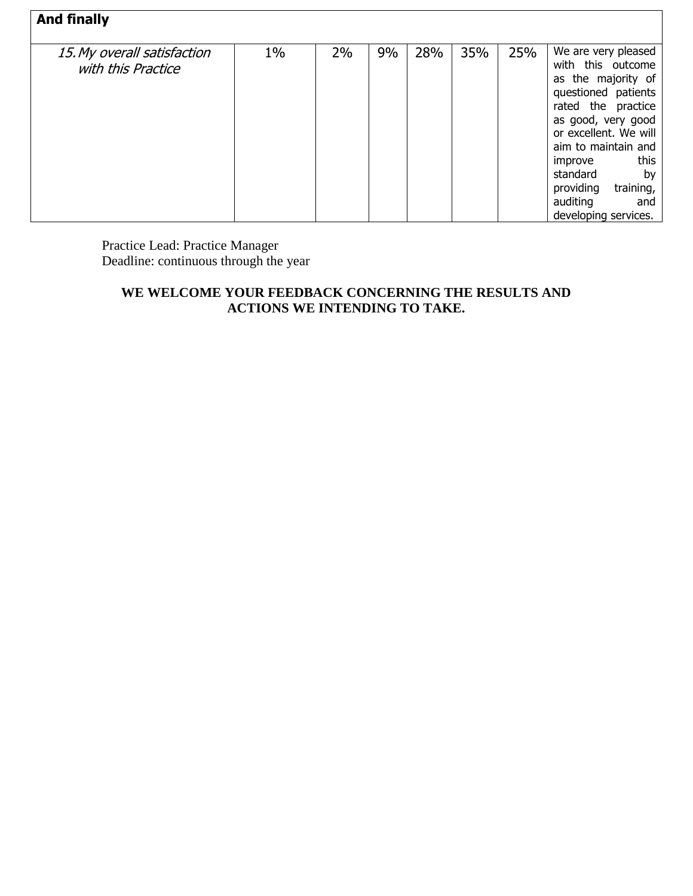| And finally | | | | | | | |
|---|---|---|---|---|---|---|---|
| *15. My overall satisfaction with this Practice* | 1% | 2% | 9% | 28% | 35% | 25% | We are very pleased with this outcome as the majority of questioned patients rated the practice as good, very good or excellent. We will aim to maintain and improve this standard by providing training, auditing and developing services. |

Practice Lead: Practice Manager
Deadline: continuous through the year

**WE WELCOME YOUR FEEDBACK CONCERNING THE RESULTS AND ACTIONS WE INTENDING TO TAKE.**